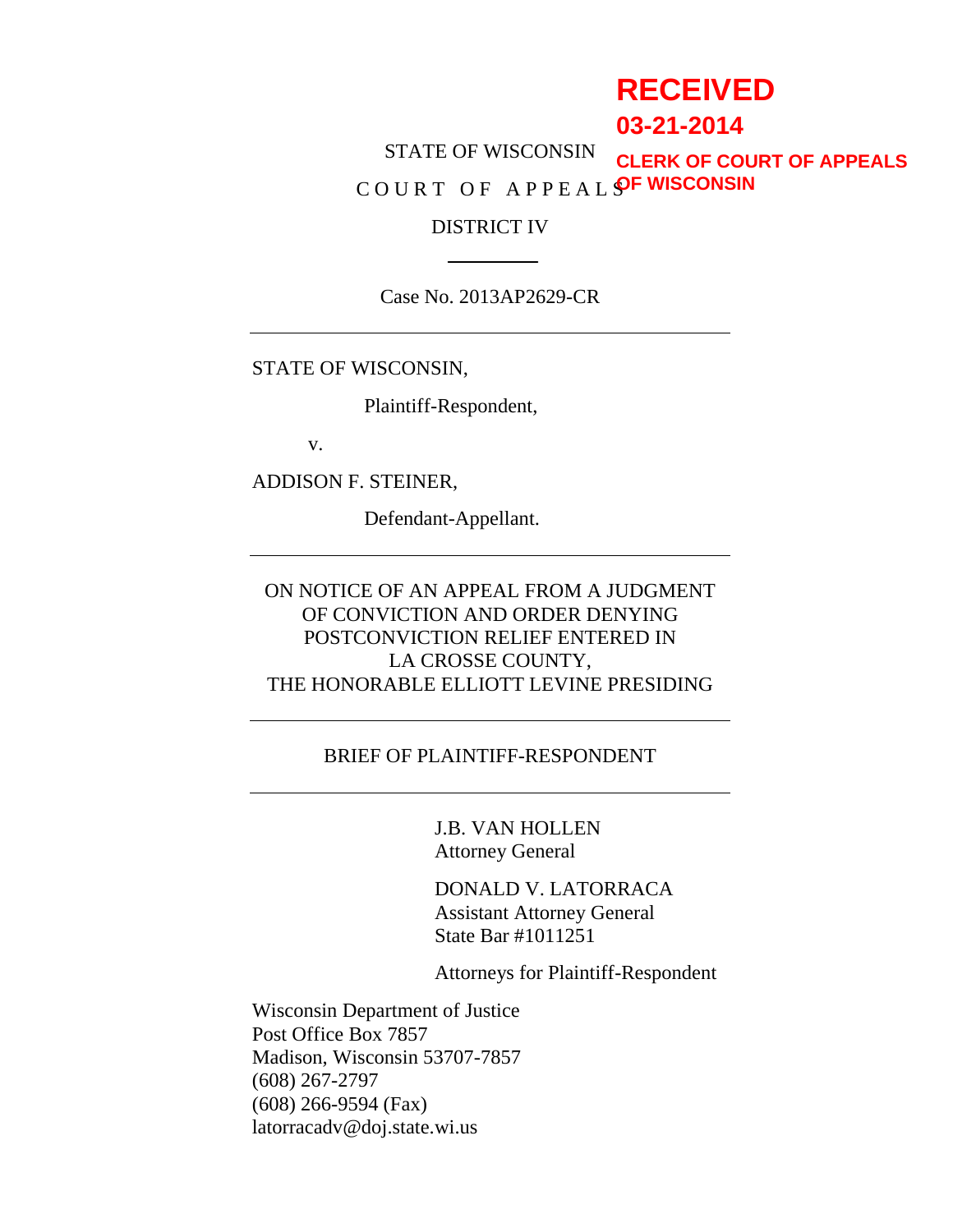RECEIVED
03-21-2014
CLERK OF COURT OF APPEALS
OF WISCONSIN

STATE OF WISCONSIN

COURT OF APPEALS

DISTRICT IV

---

Case No. 2013AP2629-CR

---

STATE OF WISCONSIN,

Plaintiff-Respondent,

v.

ADDISON F. STEINER,

Defendant-Appellant.

---

ON NOTICE OF AN APPEAL FROM A JUDGMENT OF CONVICTION AND ORDER DENYING POSTCONVICTION RELIEF ENTERED IN LA CROSSE COUNTY, THE HONORABLE ELLIOTT LEVINE PRESIDING

---

BRIEF OF PLAINTIFF-RESPONDENT

---

J.B. VAN HOLLEN
Attorney General

DONALD V. LATORRACA
Assistant Attorney General
State Bar #1011251

Attorneys for Plaintiff-Respondent

Wisconsin Department of Justice
Post Office Box 7857
Madison, Wisconsin 53707-7857
(608) 267-2797
(608) 266-9594 (Fax)
latorracadv@doj.state.wi.us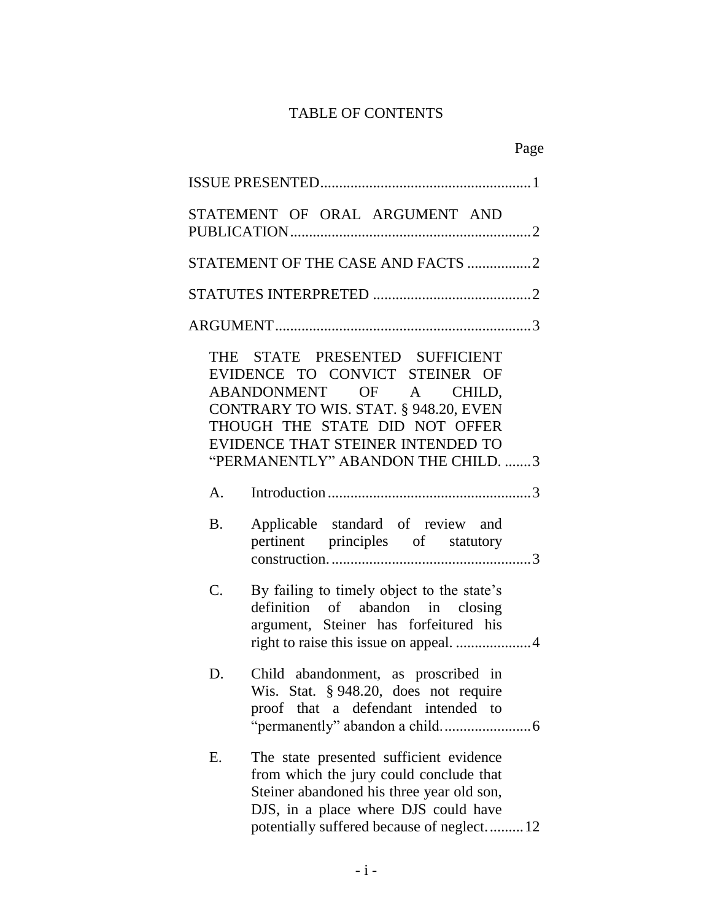# TABLE OF CONTENTS

Page

ISSUE PRESENTED........................................................1

STATEMENT OF ORAL ARGUMENT AND PUBLICATION...............................................................2

STATEMENT OF THE CASE AND FACTS .................2

STATUTES INTERPRETED ..........................................2

ARGUMENT...................................................................3

THE STATE PRESENTED SUFFICIENT EVIDENCE TO CONVICT STEINER OF ABANDONMENT OF A CHILD, CONTRARY TO WIS. STAT. § 948.20, EVEN THOUGH THE STATE DID NOT OFFER EVIDENCE THAT STEINER INTENDED TO "PERMANENTLY" ABANDON THE CHILD. .......3

A. Introduction......................................................3

B. Applicable standard of review and pertinent principles of statutory construction......................................................3

C. By failing to timely object to the state's definition of abandon in closing argument, Steiner has forfeitured his right to raise this issue on appeal. ....................4

D. Child abandonment, as proscribed in Wis. Stat. § 948.20, does not require proof that a defendant intended to "permanently" abandon a child.......................6

E. The state presented sufficient evidence from which the jury could conclude that Steiner abandoned his three year old son, DJS, in a place where DJS could have potentially suffered because of neglect..........12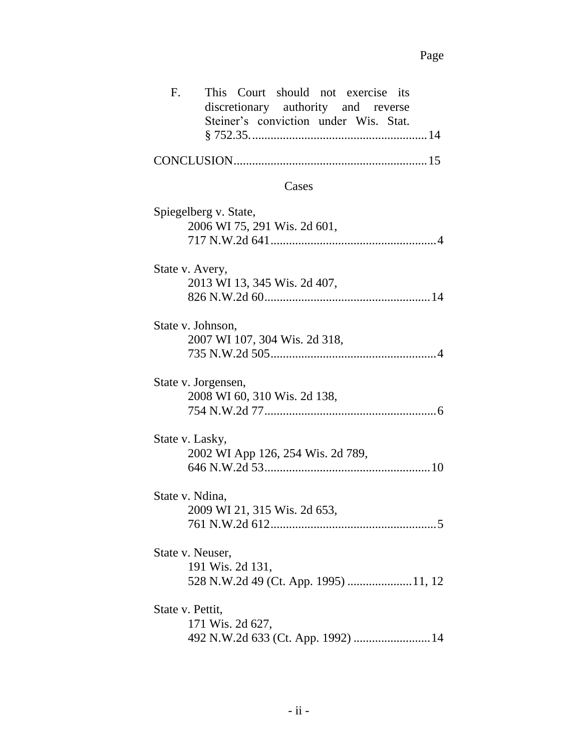Page

F. This Court should not exercise its discretionary authority and reverse Steiner's conviction under Wis. Stat. § 752.35........................................................14

CONCLUSION.............................................................15

Cases

Spiegelberg v. State,
2006 WI 75, 291 Wis. 2d 601,
717 N.W.2d 641.....................................................4

State v. Avery,
2013 WI 13, 345 Wis. 2d 407,
826 N.W.2d 60.....................................................14

State v. Johnson,
2007 WI 107, 304 Wis. 2d 318,
735 N.W.2d 505.....................................................4

State v. Jorgensen,
2008 WI 60, 310 Wis. 2d 138,
754 N.W.2d 77.......................................................6

State v. Lasky,
2002 WI App 126, 254 Wis. 2d 789,
646 N.W.2d 53.....................................................10

State v. Ndina,
2009 WI 21, 315 Wis. 2d 653,
761 N.W.2d 612.....................................................5

State v. Neuser,
191 Wis. 2d 131,
528 N.W.2d 49 (Ct. App. 1995) .....................11, 12

State v. Pettit,
171 Wis. 2d 627,
492 N.W.2d 633 (Ct. App. 1992) .........................14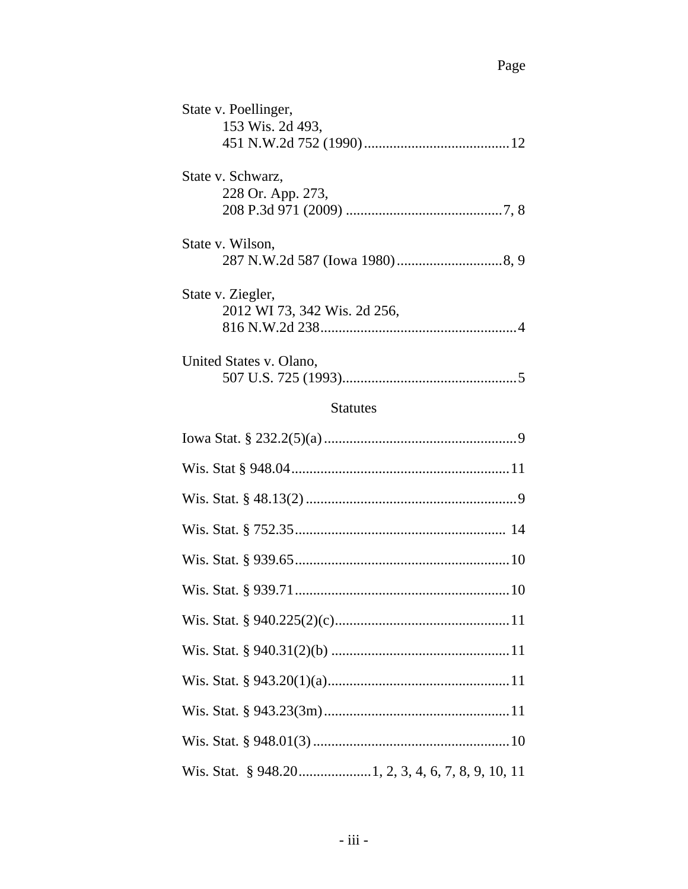Page

State v. Poellinger,
153 Wis. 2d 493,
451 N.W.2d 752 (1990) ........................................ 12

State v. Schwarz,
228 Or. App. 273,
208 P.3d 971 (2009) ........................................... 7, 8

State v. Wilson,
287 N.W.2d 587 (Iowa 1980) ............................. 8, 9

State v. Ziegler,
2012 WI 73, 342 Wis. 2d 256,
816 N.W.2d 238 ...................................................... 4

United States v. Olano,
507 U.S. 725 (1993) ................................................ 5

## Statutes

Iowa Stat. § 232.2(5)(a) ..................................................... 9

Wis. Stat § 948.04 ............................................................ 11

Wis. Stat. § 48.13(2) .......................................................... 9

Wis. Stat. § 752.35 ........................................................... 14

Wis. Stat. § 939.65 ........................................................... 10

Wis. Stat. § 939.71 ........................................................... 10

Wis. Stat. § 940.225(2)(c) ................................................ 11

Wis. Stat. § 940.31(2)(b) .................................................. 11

Wis. Stat. § 943.20(1)(a) ................................................... 11

Wis. Stat. § 943.23(3m) .................................................... 11

Wis. Stat. § 948.01(3) ....................................................... 10

Wis. Stat. § 948.20 .................... 1, 2, 3, 4, 6, 7, 8, 9, 10, 11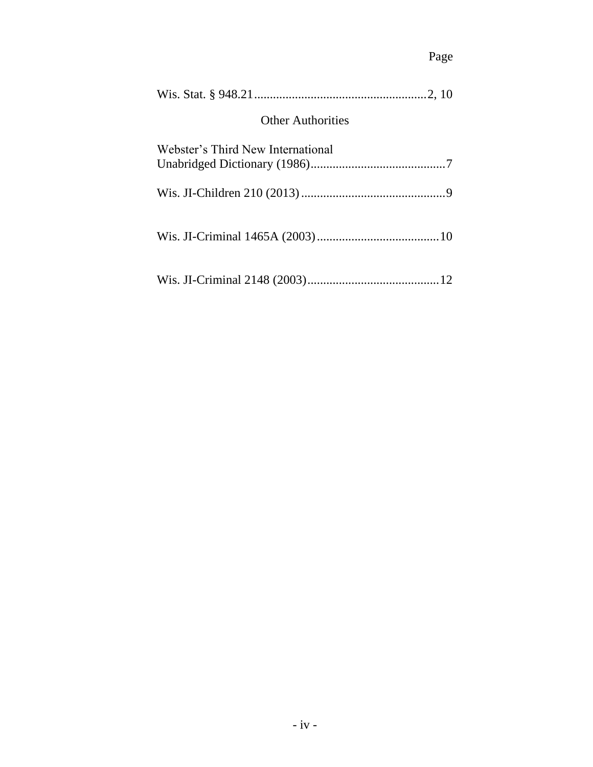Page

Wis. Stat. § 948.21.......................................................2, 10

## Other Authorities

Webster's Third New International Unabridged Dictionary (1986)...........................................7

Wis. JI-Children 210 (2013)..............................................9

Wis. JI-Criminal 1465A (2003).......................................10

Wis. JI-Criminal 2148 (2003)..........................................12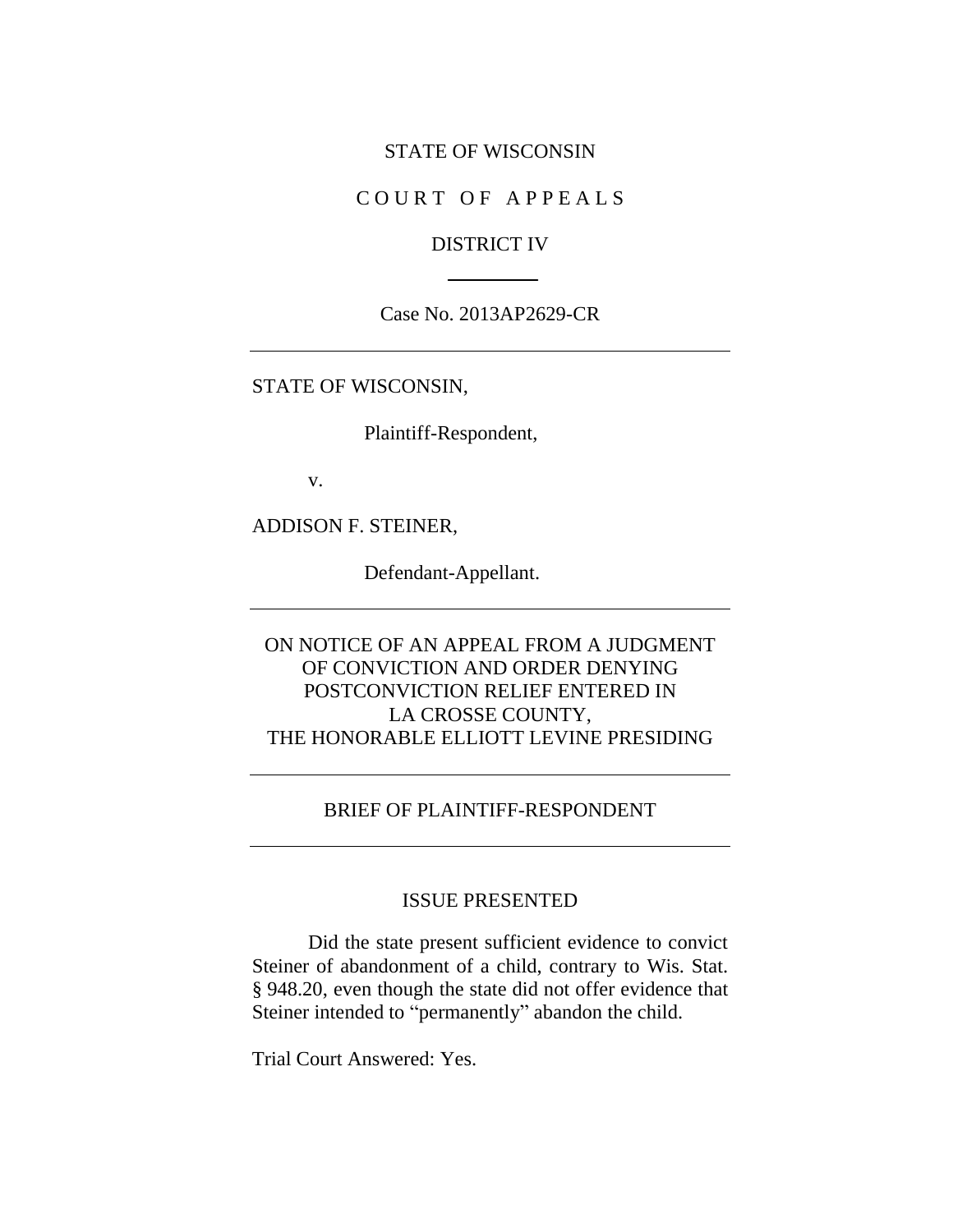STATE OF WISCONSIN

C O U R T  O F  A P P E A L S

DISTRICT IV

Case No. 2013AP2629-CR

---

STATE OF WISCONSIN,

Plaintiff-Respondent,

v.

ADDISON F. STEINER,

Defendant-Appellant.

---

ON NOTICE OF AN APPEAL FROM A JUDGMENT OF CONVICTION AND ORDER DENYING POSTCONVICTION RELIEF ENTERED IN LA CROSSE COUNTY, THE HONORABLE ELLIOTT LEVINE PRESIDING

---

BRIEF OF PLAINTIFF-RESPONDENT

---

ISSUE PRESENTED

Did the state present sufficient evidence to convict Steiner of abandonment of a child, contrary to Wis. Stat. § 948.20, even though the state did not offer evidence that Steiner intended to "permanently" abandon the child.

Trial Court Answered: Yes.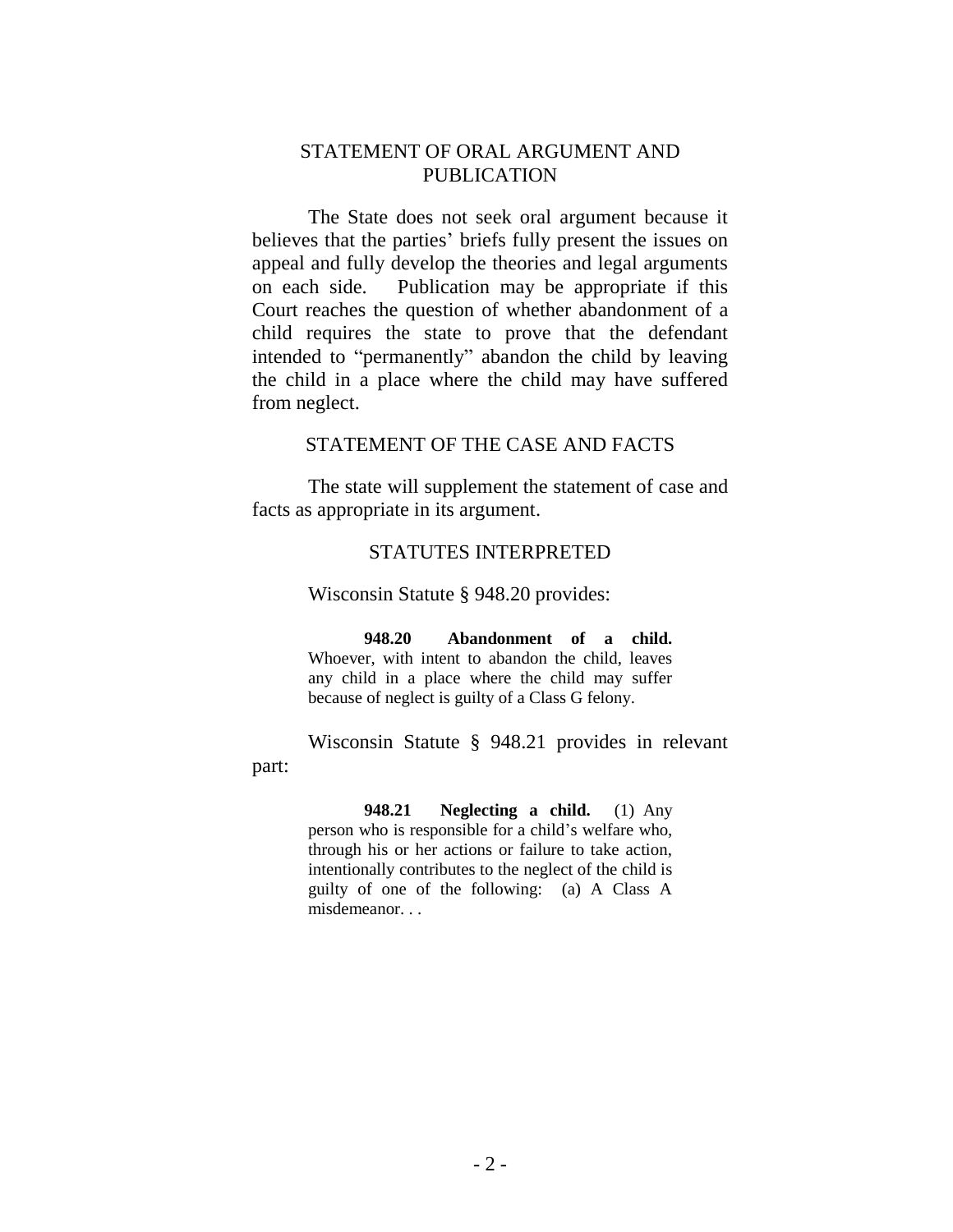## STATEMENT OF ORAL ARGUMENT AND PUBLICATION

The State does not seek oral argument because it believes that the parties' briefs fully present the issues on appeal and fully develop the theories and legal arguments on each side. Publication may be appropriate if this Court reaches the question of whether abandonment of a child requires the state to prove that the defendant intended to "permanently" abandon the child by leaving the child in a place where the child may have suffered from neglect.

## STATEMENT OF THE CASE AND FACTS

The state will supplement the statement of case and facts as appropriate in its argument.

## STATUTES INTERPRETED

Wisconsin Statute § 948.20 provides:

> **948.20 Abandonment of a child.** Whoever, with intent to abandon the child, leaves any child in a place where the child may suffer because of neglect is guilty of a Class G felony.

Wisconsin Statute § 948.21 provides in relevant part:

> **948.21 Neglecting a child.** (1) Any person who is responsible for a child's welfare who, through his or her actions or failure to take action, intentionally contributes to the neglect of the child is guilty of one of the following: (a) A Class A misdemeanor. . .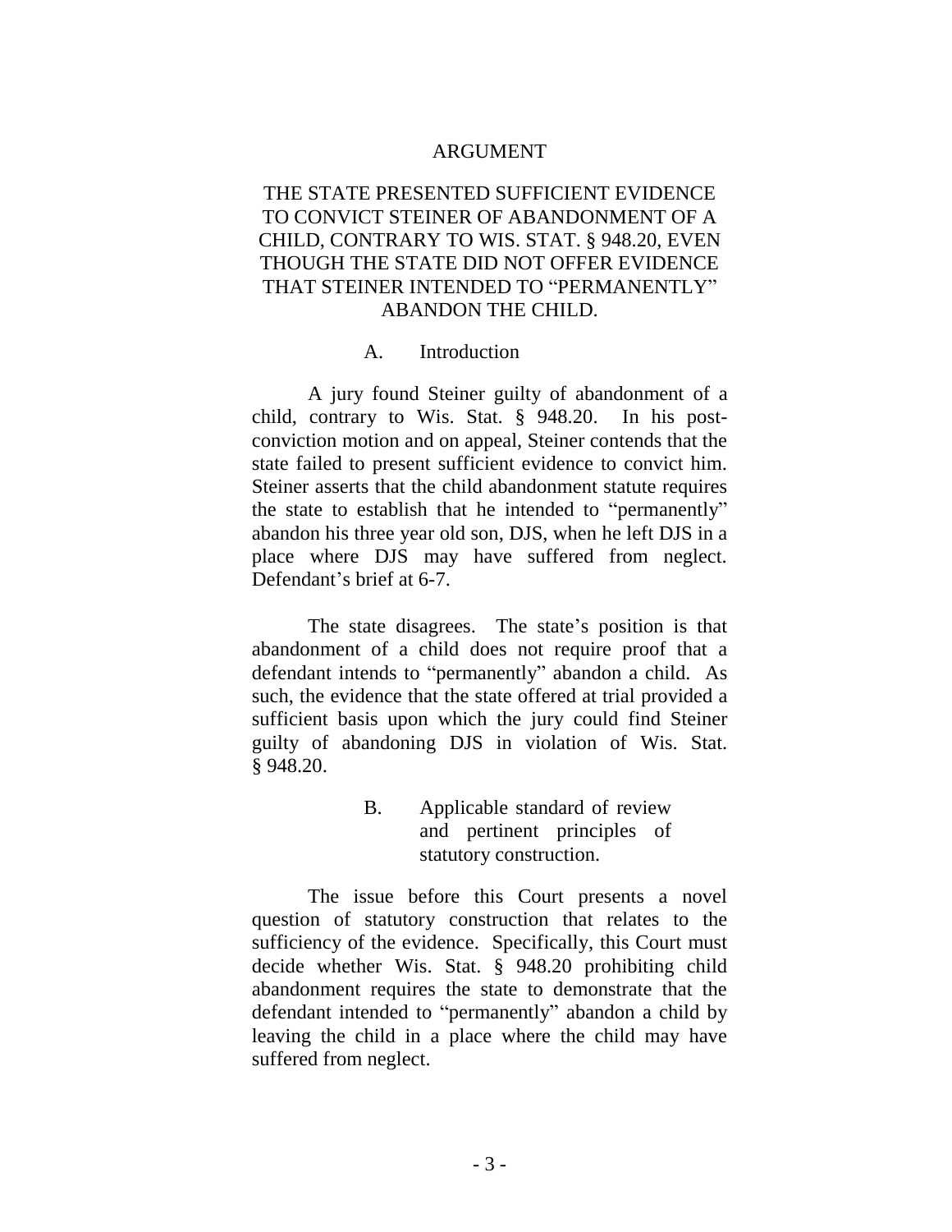## ARGUMENT

### THE STATE PRESENTED SUFFICIENT EVIDENCE TO CONVICT STEINER OF ABANDONMENT OF A CHILD, CONTRARY TO WIS. STAT. § 948.20, EVEN THOUGH THE STATE DID NOT OFFER EVIDENCE THAT STEINER INTENDED TO "PERMANENTLY" ABANDON THE CHILD.

#### A. Introduction

A jury found Steiner guilty of abandonment of a child, contrary to Wis. Stat. § 948.20. In his post-conviction motion and on appeal, Steiner contends that the state failed to present sufficient evidence to convict him. Steiner asserts that the child abandonment statute requires the state to establish that he intended to "permanently" abandon his three year old son, DJS, when he left DJS in a place where DJS may have suffered from neglect. Defendant's brief at 6-7.

The state disagrees. The state's position is that abandonment of a child does not require proof that a defendant intends to "permanently" abandon a child. As such, the evidence that the state offered at trial provided a sufficient basis upon which the jury could find Steiner guilty of abandoning DJS in violation of Wis. Stat. § 948.20.

#### B. Applicable standard of review and pertinent principles of statutory construction.

The issue before this Court presents a novel question of statutory construction that relates to the sufficiency of the evidence. Specifically, this Court must decide whether Wis. Stat. § 948.20 prohibiting child abandonment requires the state to demonstrate that the defendant intended to "permanently" abandon a child by leaving the child in a place where the child may have suffered from neglect.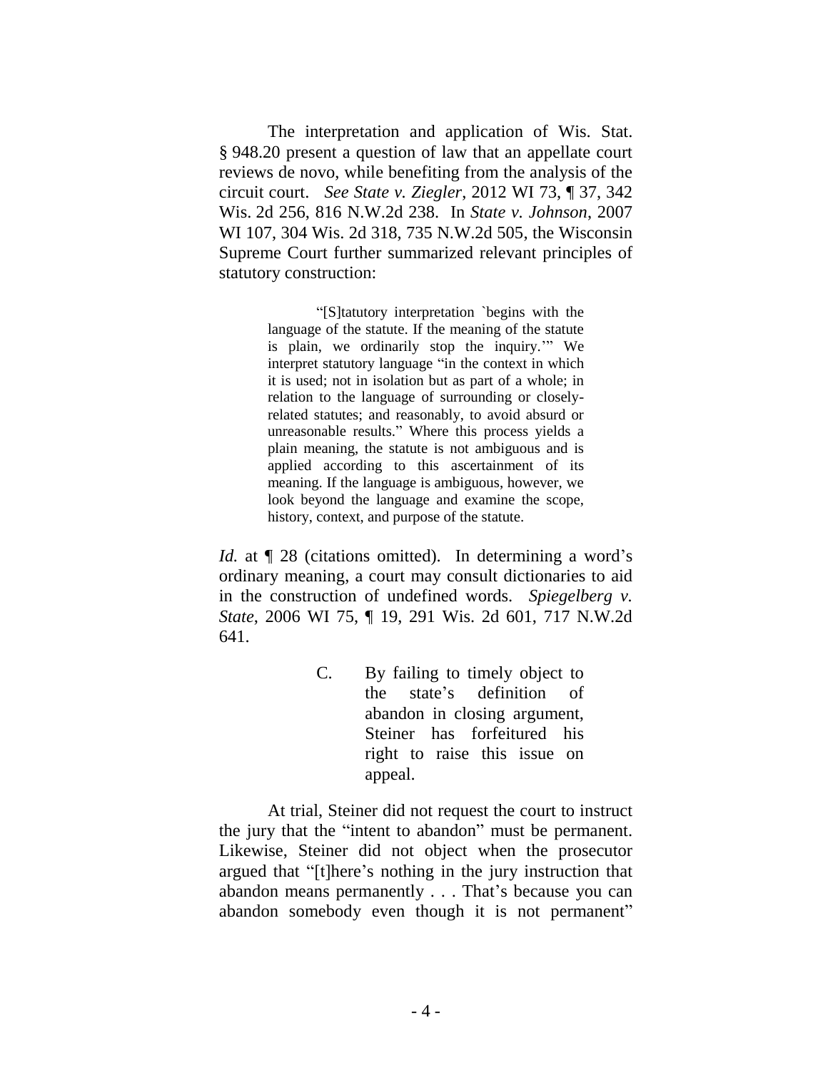The interpretation and application of Wis. Stat. § 948.20 present a question of law that an appellate court reviews de novo, while benefiting from the analysis of the circuit court. *See State v. Ziegler*, 2012 WI 73, ¶ 37, 342 Wis. 2d 256, 816 N.W.2d 238. In *State v. Johnson*, 2007 WI 107, 304 Wis. 2d 318, 735 N.W.2d 505, the Wisconsin Supreme Court further summarized relevant principles of statutory construction:

> "[S]tatutory interpretation `begins with the language of the statute. If the meaning of the statute is plain, we ordinarily stop the inquiry.'" We interpret statutory language "in the context in which it is used; not in isolation but as part of a whole; in relation to the language of surrounding or closely-related statutes; and reasonably, to avoid absurd or unreasonable results." Where this process yields a plain meaning, the statute is not ambiguous and is applied according to this ascertainment of its meaning. If the language is ambiguous, however, we look beyond the language and examine the scope, history, context, and purpose of the statute.

*Id.* at ¶ 28 (citations omitted). In determining a word's ordinary meaning, a court may consult dictionaries to aid in the construction of undefined words. *Spiegelberg v. State*, 2006 WI 75, ¶ 19, 291 Wis. 2d 601, 717 N.W.2d 641.

### C. By failing to timely object to the state's definition of abandon in closing argument, Steiner has forfeitured his right to raise this issue on appeal.

At trial, Steiner did not request the court to instruct the jury that the "intent to abandon" must be permanent. Likewise, Steiner did not object when the prosecutor argued that "[t]here's nothing in the jury instruction that abandon means permanently . . . That's because you can abandon somebody even though it is not permanent"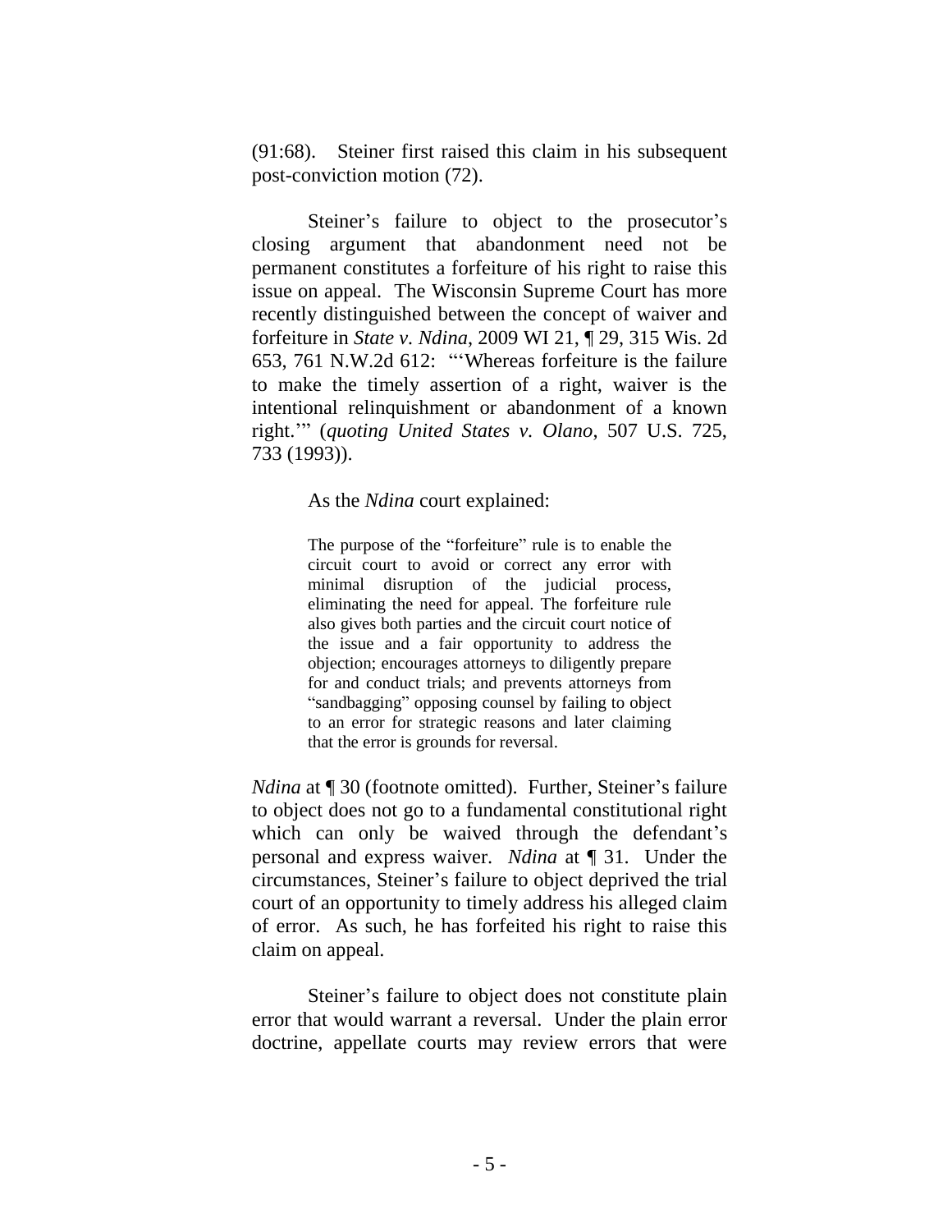(91:68). Steiner first raised this claim in his subsequent post-conviction motion (72).

Steiner's failure to object to the prosecutor's closing argument that abandonment need not be permanent constitutes a forfeiture of his right to raise this issue on appeal. The Wisconsin Supreme Court has more recently distinguished between the concept of waiver and forfeiture in *State v. Ndina*, 2009 WI 21, ¶ 29, 315 Wis. 2d 653, 761 N.W.2d 612: "'Whereas forfeiture is the failure to make the timely assertion of a right, waiver is the intentional relinquishment or abandonment of a known right.'" (*quoting United States v. Olano*, 507 U.S. 725, 733 (1993)).

As the *Ndina* court explained:

> The purpose of the "forfeiture" rule is to enable the circuit court to avoid or correct any error with minimal disruption of the judicial process, eliminating the need for appeal. The forfeiture rule also gives both parties and the circuit court notice of the issue and a fair opportunity to address the objection; encourages attorneys to diligently prepare for and conduct trials; and prevents attorneys from "sandbagging" opposing counsel by failing to object to an error for strategic reasons and later claiming that the error is grounds for reversal.

*Ndina* at ¶ 30 (footnote omitted). Further, Steiner's failure to object does not go to a fundamental constitutional right which can only be waived through the defendant's personal and express waiver. *Ndina* at ¶ 31. Under the circumstances, Steiner's failure to object deprived the trial court of an opportunity to timely address his alleged claim of error. As such, he has forfeited his right to raise this claim on appeal.

Steiner's failure to object does not constitute plain error that would warrant a reversal. Under the plain error doctrine, appellate courts may review errors that were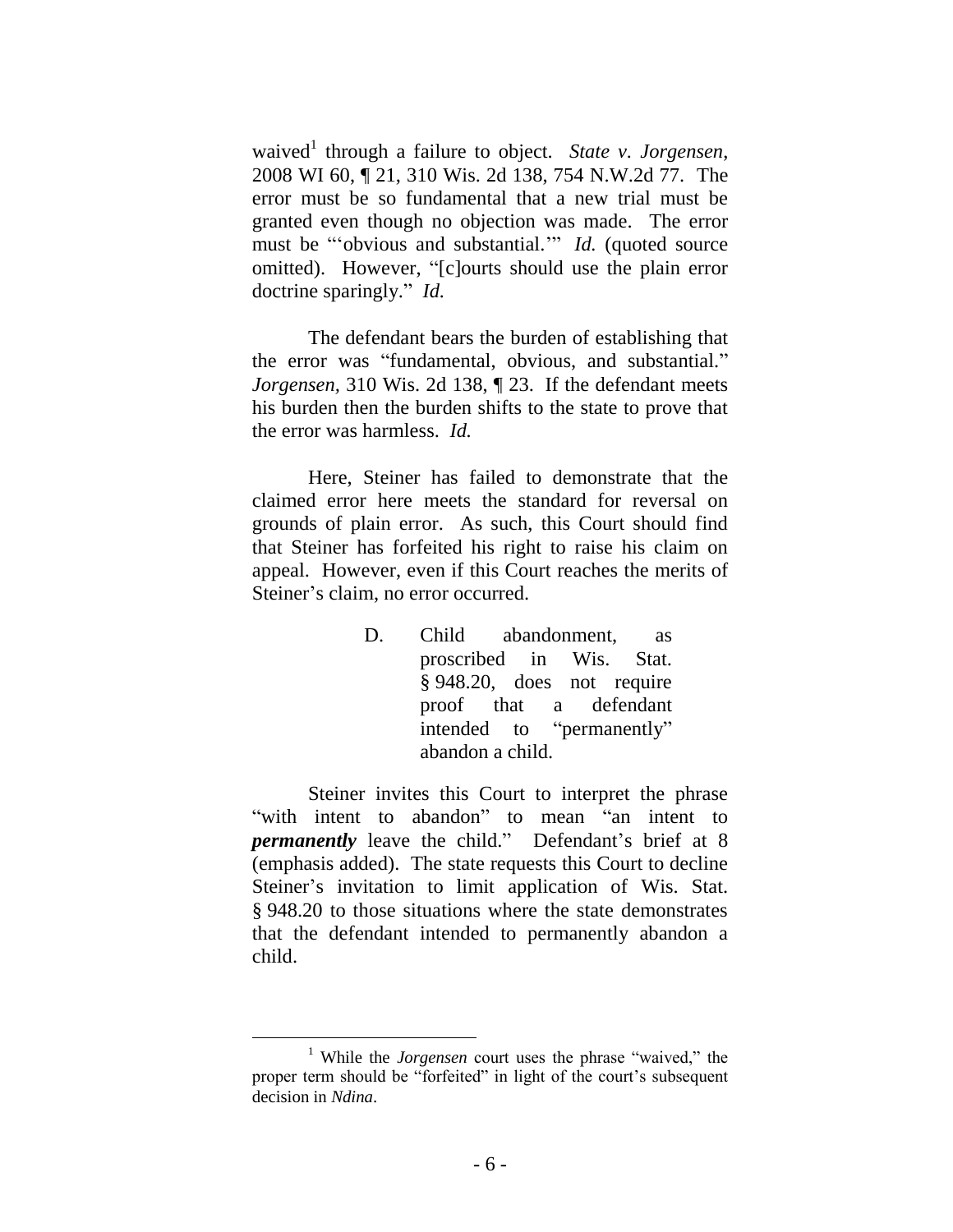waived[1] through a failure to object. *State v. Jorgensen*, 2008 WI 60, ¶ 21, 310 Wis. 2d 138, 754 N.W.2d 77. The error must be so fundamental that a new trial must be granted even though no objection was made. The error must be "'obvious and substantial.'" *Id.* (quoted source omitted). However, "[c]ourts should use the plain error doctrine sparingly." *Id.*

The defendant bears the burden of establishing that the error was "fundamental, obvious, and substantial." *Jorgensen*, 310 Wis. 2d 138, ¶ 23. If the defendant meets his burden then the burden shifts to the state to prove that the error was harmless. *Id.*

Here, Steiner has failed to demonstrate that the claimed error here meets the standard for reversal on grounds of plain error. As such, this Court should find that Steiner has forfeited his right to raise his claim on appeal. However, even if this Court reaches the merits of Steiner's claim, no error occurred.

### D. Child abandonment, as proscribed in Wis. Stat. § 948.20, does not require proof that a defendant intended to "permanently" abandon a child.

Steiner invites this Court to interpret the phrase "with intent to abandon" to mean "an intent to ***permanently*** leave the child." Defendant's brief at 8 (emphasis added). The state requests this Court to decline Steiner's invitation to limit application of Wis. Stat. § 948.20 to those situations where the state demonstrates that the defendant intended to permanently abandon a child.

[1] While the *Jorgensen* court uses the phrase "waived," the proper term should be "forfeited" in light of the court's subsequent decision in *Ndina*.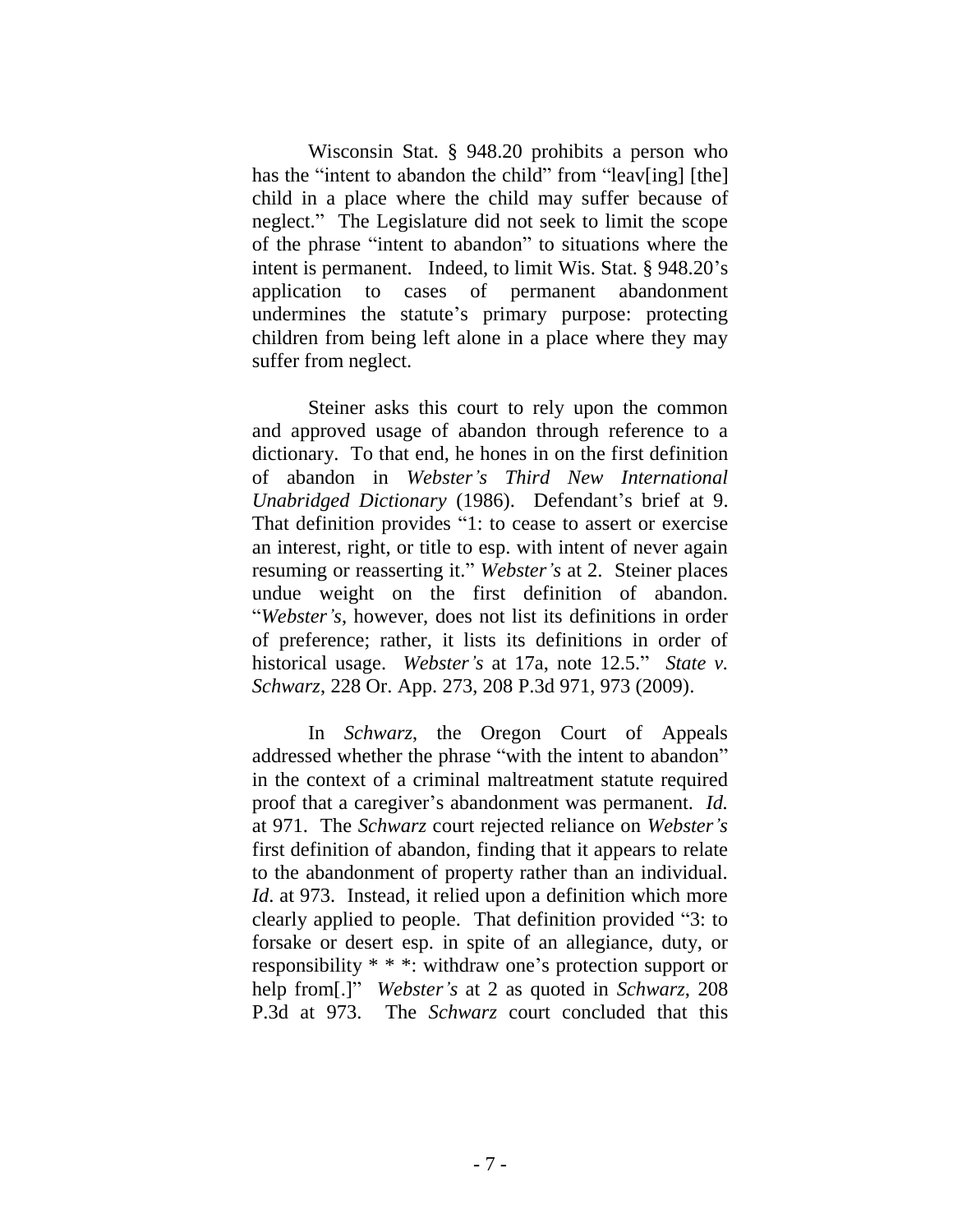Wisconsin Stat. § 948.20 prohibits a person who has the "intent to abandon the child" from "leav[ing] [the] child in a place where the child may suffer because of neglect." The Legislature did not seek to limit the scope of the phrase "intent to abandon" to situations where the intent is permanent. Indeed, to limit Wis. Stat. § 948.20's application to cases of permanent abandonment undermines the statute's primary purpose: protecting children from being left alone in a place where they may suffer from neglect.

Steiner asks this court to rely upon the common and approved usage of abandon through reference to a dictionary. To that end, he hones in on the first definition of abandon in *Webster's Third New International Unabridged Dictionary* (1986). Defendant's brief at 9. That definition provides "1: to cease to assert or exercise an interest, right, or title to esp. with intent of never again resuming or reasserting it." *Webster's* at 2. Steiner places undue weight on the first definition of abandon. "*Webster's*, however, does not list its definitions in order of preference; rather, it lists its definitions in order of historical usage. *Webster's* at 17a, note 12.5." *State v. Schwarz*, 228 Or. App. 273, 208 P.3d 971, 973 (2009).

In *Schwarz*, the Oregon Court of Appeals addressed whether the phrase "with the intent to abandon" in the context of a criminal maltreatment statute required proof that a caregiver's abandonment was permanent. *Id.* at 971. The *Schwarz* court rejected reliance on *Webster's* first definition of abandon, finding that it appears to relate to the abandonment of property rather than an individual. *Id*. at 973. Instead, it relied upon a definition which more clearly applied to people. That definition provided "3: to forsake or desert esp. in spite of an allegiance, duty, or responsibility * * *: withdraw one's protection support or help from[.]" *Webster's* at 2 as quoted in *Schwarz*, 208 P.3d at 973. The *Schwarz* court concluded that this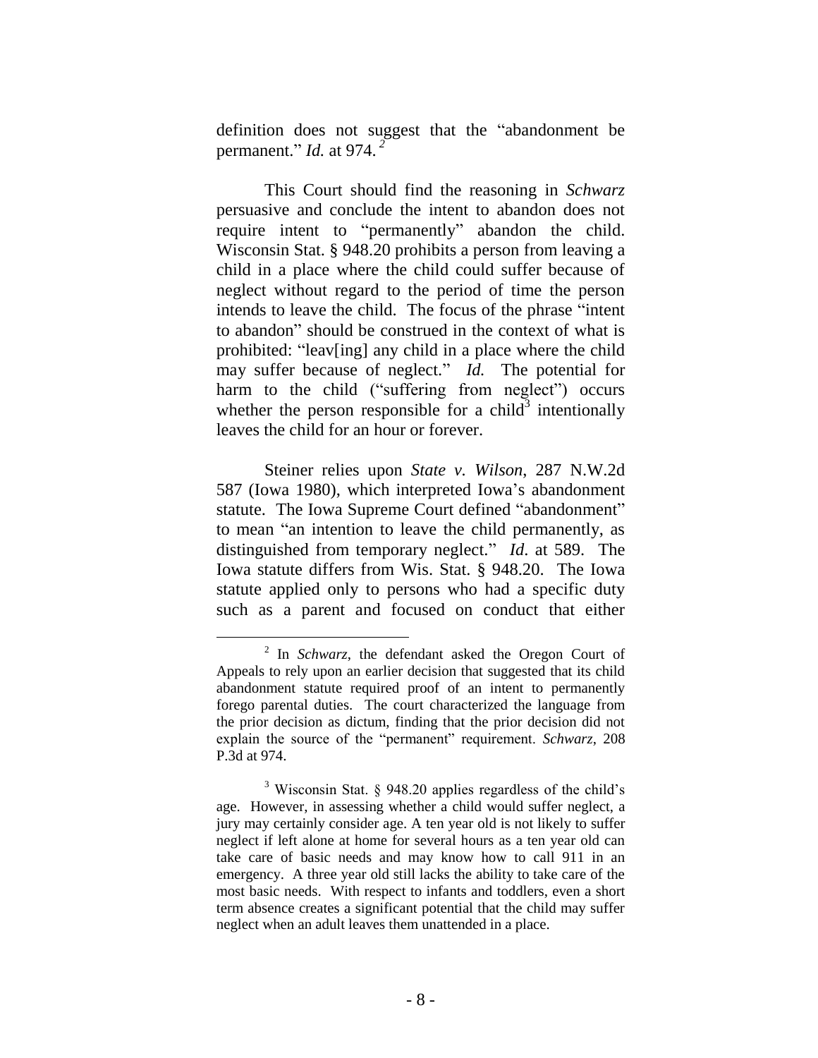definition does not suggest that the "abandonment be permanent." *Id.* at 974. [2]

This Court should find the reasoning in *Schwarz* persuasive and conclude the intent to abandon does not require intent to "permanently" abandon the child. Wisconsin Stat. § 948.20 prohibits a person from leaving a child in a place where the child could suffer because of neglect without regard to the period of time the person intends to leave the child. The focus of the phrase "intent to abandon" should be construed in the context of what is prohibited: "leav[ing] any child in a place where the child may suffer because of neglect." *Id.* The potential for harm to the child ("suffering from neglect") occurs whether the person responsible for a child[3] intentionally leaves the child for an hour or forever.

Steiner relies upon *State v. Wilson*, 287 N.W.2d 587 (Iowa 1980), which interpreted Iowa's abandonment statute. The Iowa Supreme Court defined "abandonment" to mean "an intention to leave the child permanently, as distinguished from temporary neglect." *Id.* at 589. The Iowa statute differs from Wis. Stat. § 948.20. The Iowa statute applied only to persons who had a specific duty such as a parent and focused on conduct that either

---

[2] In *Schwarz*, the defendant asked the Oregon Court of Appeals to rely upon an earlier decision that suggested that its child abandonment statute required proof of an intent to permanently forego parental duties. The court characterized the language from the prior decision as dictum, finding that the prior decision did not explain the source of the "permanent" requirement. *Schwarz*, 208 P.3d at 974.

[3] Wisconsin Stat. § 948.20 applies regardless of the child's age. However, in assessing whether a child would suffer neglect, a jury may certainly consider age. A ten year old is not likely to suffer neglect if left alone at home for several hours as a ten year old can take care of basic needs and may know how to call 911 in an emergency. A three year old still lacks the ability to take care of the most basic needs. With respect to infants and toddlers, even a short term absence creates a significant potential that the child may suffer neglect when an adult leaves them unattended in a place.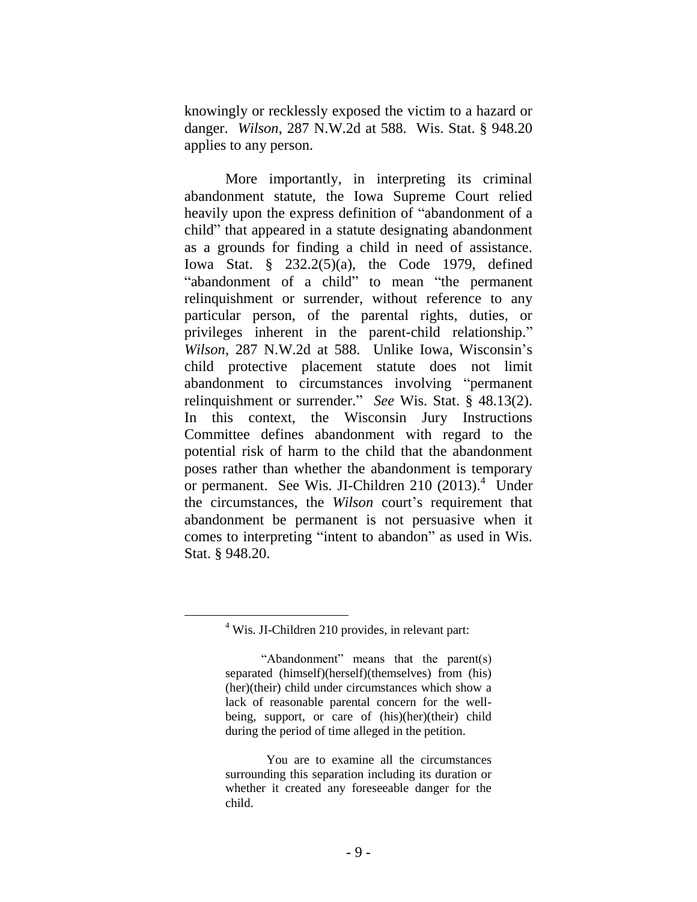knowingly or recklessly exposed the victim to a hazard or danger. *Wilson*, 287 N.W.2d at 588. Wis. Stat. § 948.20 applies to any person.

More importantly, in interpreting its criminal abandonment statute, the Iowa Supreme Court relied heavily upon the express definition of "abandonment of a child" that appeared in a statute designating abandonment as a grounds for finding a child in need of assistance. Iowa Stat. § 232.2(5)(a), the Code 1979, defined "abandonment of a child" to mean "the permanent relinquishment or surrender, without reference to any particular person, of the parental rights, duties, or privileges inherent in the parent-child relationship." *Wilson*, 287 N.W.2d at 588. Unlike Iowa, Wisconsin's child protective placement statute does not limit abandonment to circumstances involving "permanent relinquishment or surrender." *See* Wis. Stat. § 48.13(2). In this context, the Wisconsin Jury Instructions Committee defines abandonment with regard to the potential risk of harm to the child that the abandonment poses rather than whether the abandonment is temporary or permanent. See Wis. JI-Children 210 (2013).[4] Under the circumstances, the *Wilson* court's requirement that abandonment be permanent is not persuasive when it comes to interpreting "intent to abandon" as used in Wis. Stat. § 948.20.

---

[4] Wis. JI-Children 210 provides, in relevant part:

> "Abandonment" means that the parent(s) separated (himself)(herself)(themselves) from (his)(her)(their) child under circumstances which show a lack of reasonable parental concern for the well-being, support, or care of (his)(her)(their) child during the period of time alleged in the petition.
>
> You are to examine all the circumstances surrounding this separation including its duration or whether it created any foreseeable danger for the child.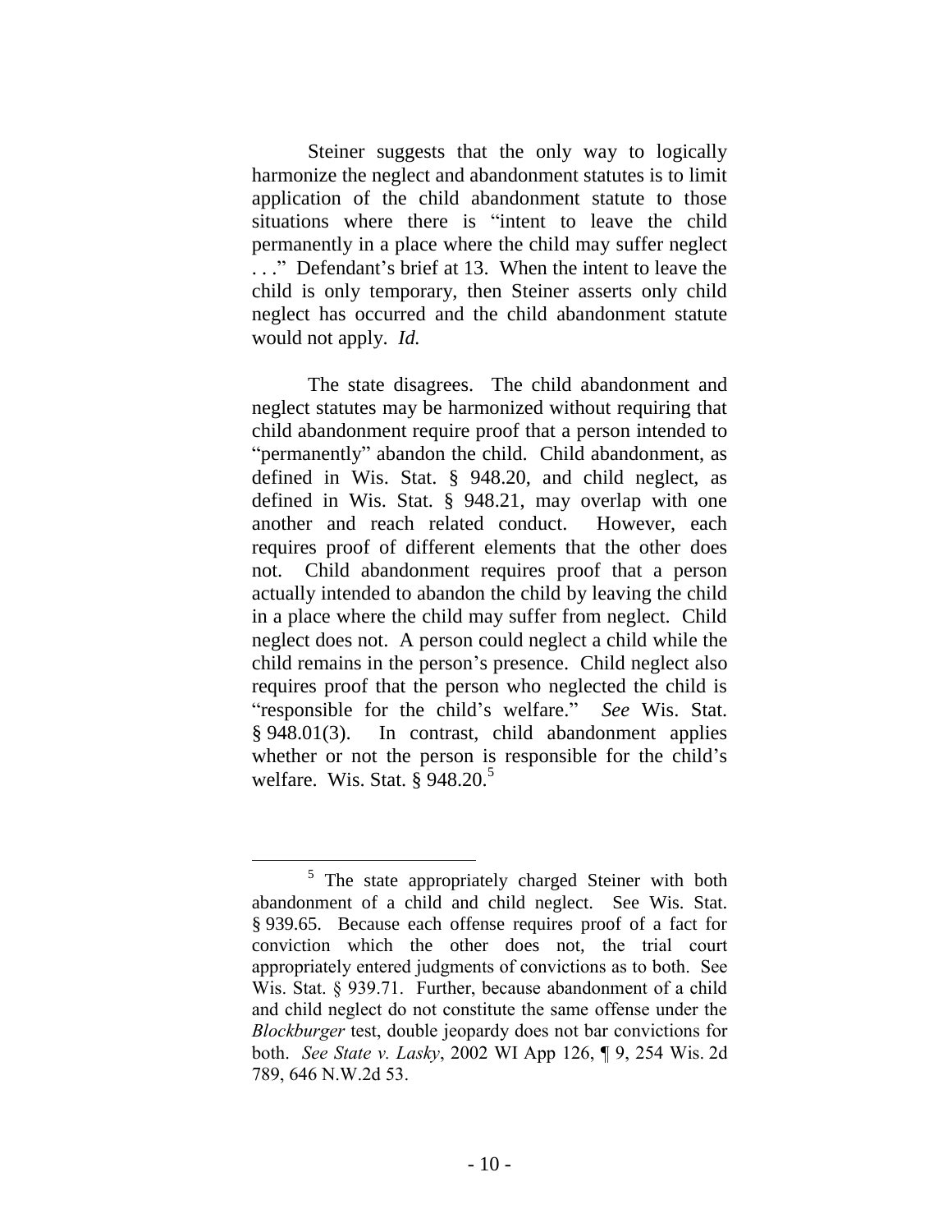Steiner suggests that the only way to logically harmonize the neglect and abandonment statutes is to limit application of the child abandonment statute to those situations where there is "intent to leave the child permanently in a place where the child may suffer neglect . . ." Defendant's brief at 13. When the intent to leave the child is only temporary, then Steiner asserts only child neglect has occurred and the child abandonment statute would not apply. *Id.*

The state disagrees. The child abandonment and neglect statutes may be harmonized without requiring that child abandonment require proof that a person intended to "permanently" abandon the child. Child abandonment, as defined in Wis. Stat. § 948.20, and child neglect, as defined in Wis. Stat. § 948.21, may overlap with one another and reach related conduct. However, each requires proof of different elements that the other does not. Child abandonment requires proof that a person actually intended to abandon the child by leaving the child in a place where the child may suffer from neglect. Child neglect does not. A person could neglect a child while the child remains in the person's presence. Child neglect also requires proof that the person who neglected the child is "responsible for the child's welfare." *See* Wis. Stat. § 948.01(3). In contrast, child abandonment applies whether or not the person is responsible for the child's welfare. Wis. Stat. § 948.20.[5]

---

[5] The state appropriately charged Steiner with both abandonment of a child and child neglect. See Wis. Stat. § 939.65. Because each offense requires proof of a fact for conviction which the other does not, the trial court appropriately entered judgments of convictions as to both. See Wis. Stat. § 939.71. Further, because abandonment of a child and child neglect do not constitute the same offense under the *Blockburger* test, double jeopardy does not bar convictions for both. *See State v. Lasky*, 2002 WI App 126, ¶ 9, 254 Wis. 2d 789, 646 N.W.2d 53.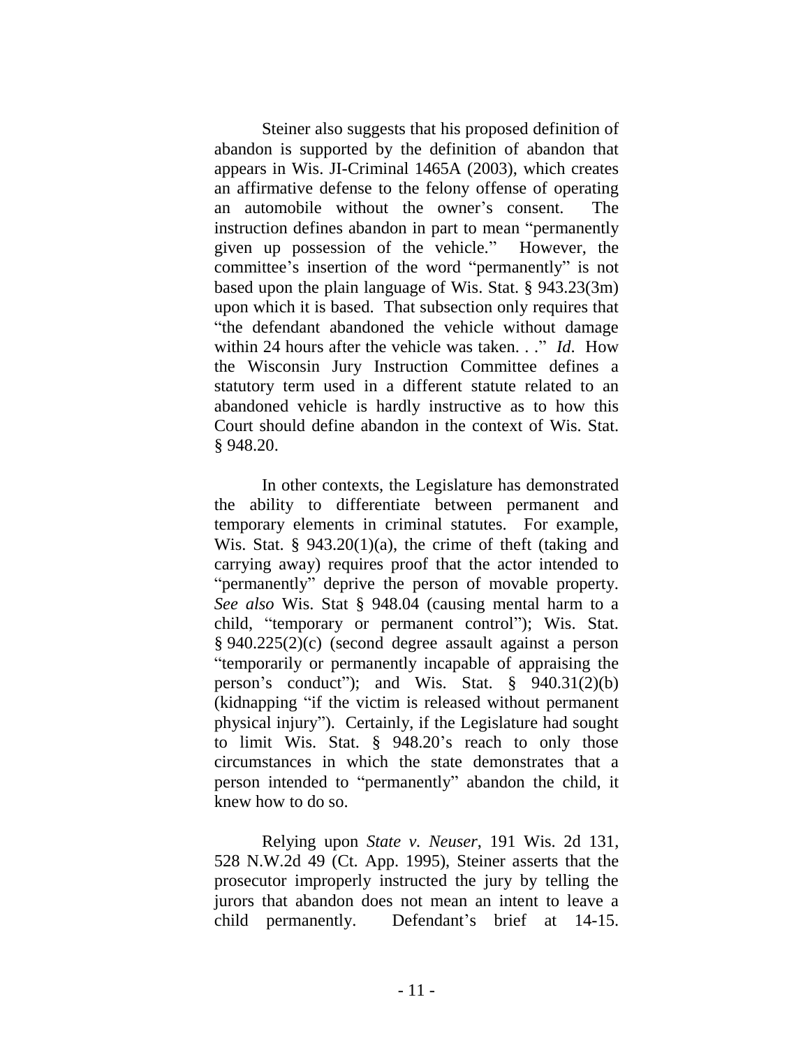Steiner also suggests that his proposed definition of abandon is supported by the definition of abandon that appears in Wis. JI-Criminal 1465A (2003), which creates an affirmative defense to the felony offense of operating an automobile without the owner's consent. The instruction defines abandon in part to mean "permanently given up possession of the vehicle." However, the committee's insertion of the word "permanently" is not based upon the plain language of Wis. Stat. § 943.23(3m) upon which it is based. That subsection only requires that "the defendant abandoned the vehicle without damage within 24 hours after the vehicle was taken. . ." *Id*. How the Wisconsin Jury Instruction Committee defines a statutory term used in a different statute related to an abandoned vehicle is hardly instructive as to how this Court should define abandon in the context of Wis. Stat. § 948.20.

In other contexts, the Legislature has demonstrated the ability to differentiate between permanent and temporary elements in criminal statutes. For example, Wis. Stat. § 943.20(1)(a), the crime of theft (taking and carrying away) requires proof that the actor intended to "permanently" deprive the person of movable property. *See also* Wis. Stat § 948.04 (causing mental harm to a child, "temporary or permanent control"); Wis. Stat. § 940.225(2)(c) (second degree assault against a person "temporarily or permanently incapable of appraising the person's conduct"); and Wis. Stat. § 940.31(2)(b) (kidnapping "if the victim is released without permanent physical injury"). Certainly, if the Legislature had sought to limit Wis. Stat. § 948.20's reach to only those circumstances in which the state demonstrates that a person intended to "permanently" abandon the child, it knew how to do so.

Relying upon *State v. Neuser*, 191 Wis. 2d 131, 528 N.W.2d 49 (Ct. App. 1995), Steiner asserts that the prosecutor improperly instructed the jury by telling the jurors that abandon does not mean an intent to leave a child permanently. Defendant's brief at 14-15.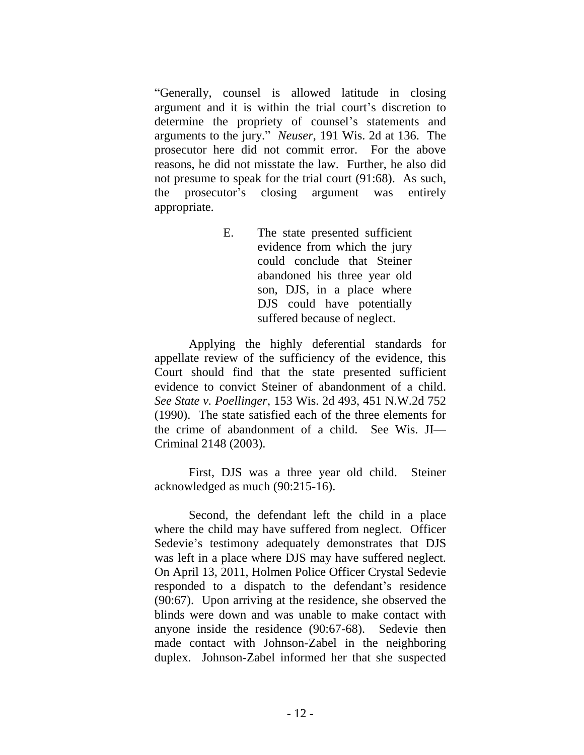"Generally, counsel is allowed latitude in closing argument and it is within the trial court's discretion to determine the propriety of counsel's statements and arguments to the jury." *Neuser*, 191 Wis. 2d at 136. The prosecutor here did not commit error. For the above reasons, he did not misstate the law. Further, he also did not presume to speak for the trial court (91:68). As such, the prosecutor's closing argument was entirely appropriate.

### E. The state presented sufficient evidence from which the jury could conclude that Steiner abandoned his three year old son, DJS, in a place where DJS could have potentially suffered because of neglect.

Applying the highly deferential standards for appellate review of the sufficiency of the evidence, this Court should find that the state presented sufficient evidence to convict Steiner of abandonment of a child. *See State v. Poellinger*, 153 Wis. 2d 493, 451 N.W.2d 752 (1990). The state satisfied each of the three elements for the crime of abandonment of a child. See Wis. JI—Criminal 2148 (2003).

First, DJS was a three year old child. Steiner acknowledged as much (90:215-16).

Second, the defendant left the child in a place where the child may have suffered from neglect. Officer Sedevie's testimony adequately demonstrates that DJS was left in a place where DJS may have suffered neglect. On April 13, 2011, Holmen Police Officer Crystal Sedevie responded to a dispatch to the defendant's residence (90:67). Upon arriving at the residence, she observed the blinds were down and was unable to make contact with anyone inside the residence (90:67-68). Sedevie then made contact with Johnson-Zabel in the neighboring duplex. Johnson-Zabel informed her that she suspected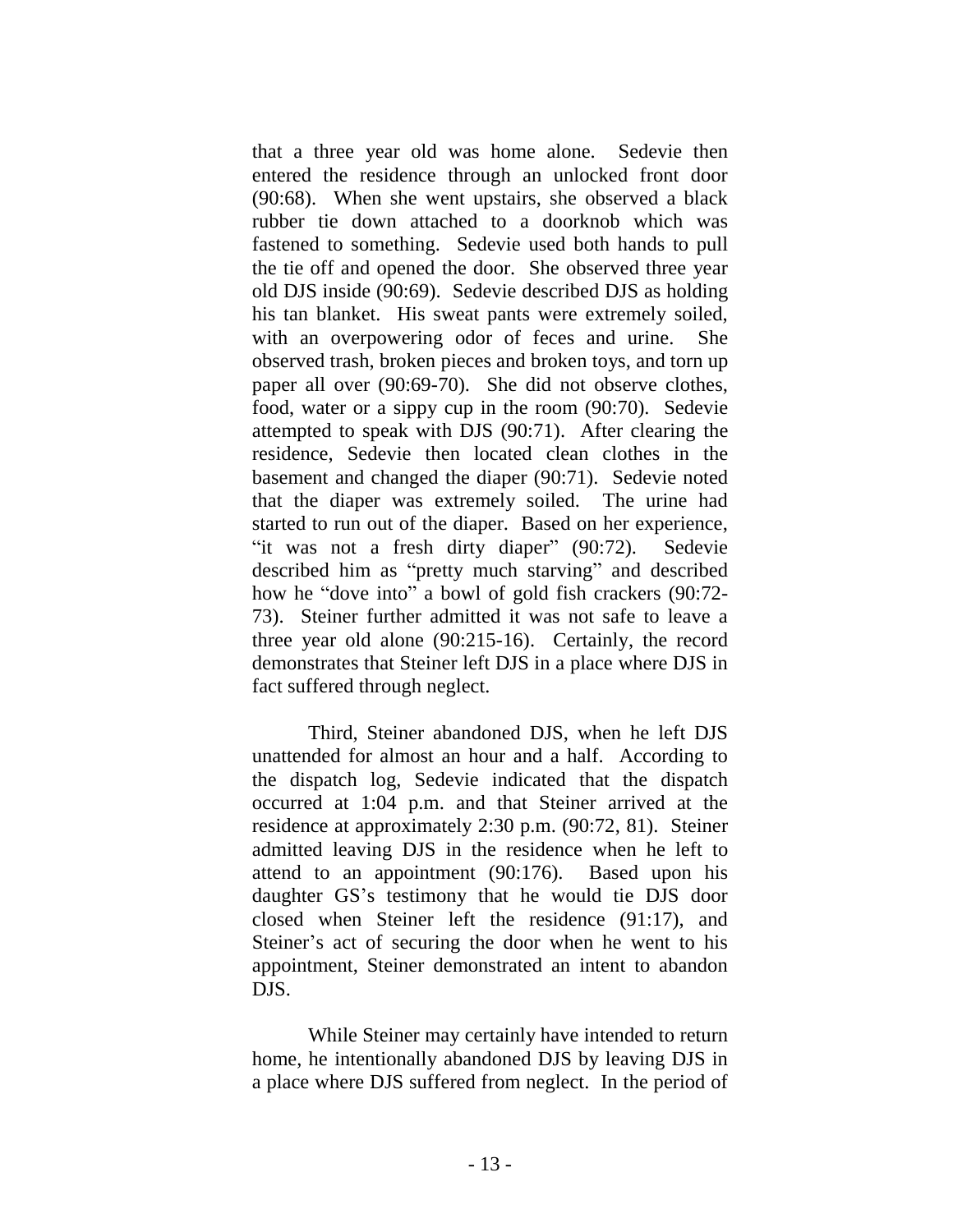that a three year old was home alone. Sedevie then entered the residence through an unlocked front door (90:68). When she went upstairs, she observed a black rubber tie down attached to a doorknob which was fastened to something. Sedevie used both hands to pull the tie off and opened the door. She observed three year old DJS inside (90:69). Sedevie described DJS as holding his tan blanket. His sweat pants were extremely soiled, with an overpowering odor of feces and urine. She observed trash, broken pieces and broken toys, and torn up paper all over (90:69-70). She did not observe clothes, food, water or a sippy cup in the room (90:70). Sedevie attempted to speak with DJS (90:71). After clearing the residence, Sedevie then located clean clothes in the basement and changed the diaper (90:71). Sedevie noted that the diaper was extremely soiled. The urine had started to run out of the diaper. Based on her experience, "it was not a fresh dirty diaper" (90:72). Sedevie described him as "pretty much starving" and described how he "dove into" a bowl of gold fish crackers (90:72-73). Steiner further admitted it was not safe to leave a three year old alone (90:215-16). Certainly, the record demonstrates that Steiner left DJS in a place where DJS in fact suffered through neglect.

Third, Steiner abandoned DJS, when he left DJS unattended for almost an hour and a half. According to the dispatch log, Sedevie indicated that the dispatch occurred at 1:04 p.m. and that Steiner arrived at the residence at approximately 2:30 p.m. (90:72, 81). Steiner admitted leaving DJS in the residence when he left to attend to an appointment (90:176). Based upon his daughter GS's testimony that he would tie DJS door closed when Steiner left the residence (91:17), and Steiner's act of securing the door when he went to his appointment, Steiner demonstrated an intent to abandon DJS.

While Steiner may certainly have intended to return home, he intentionally abandoned DJS by leaving DJS in a place where DJS suffered from neglect. In the period of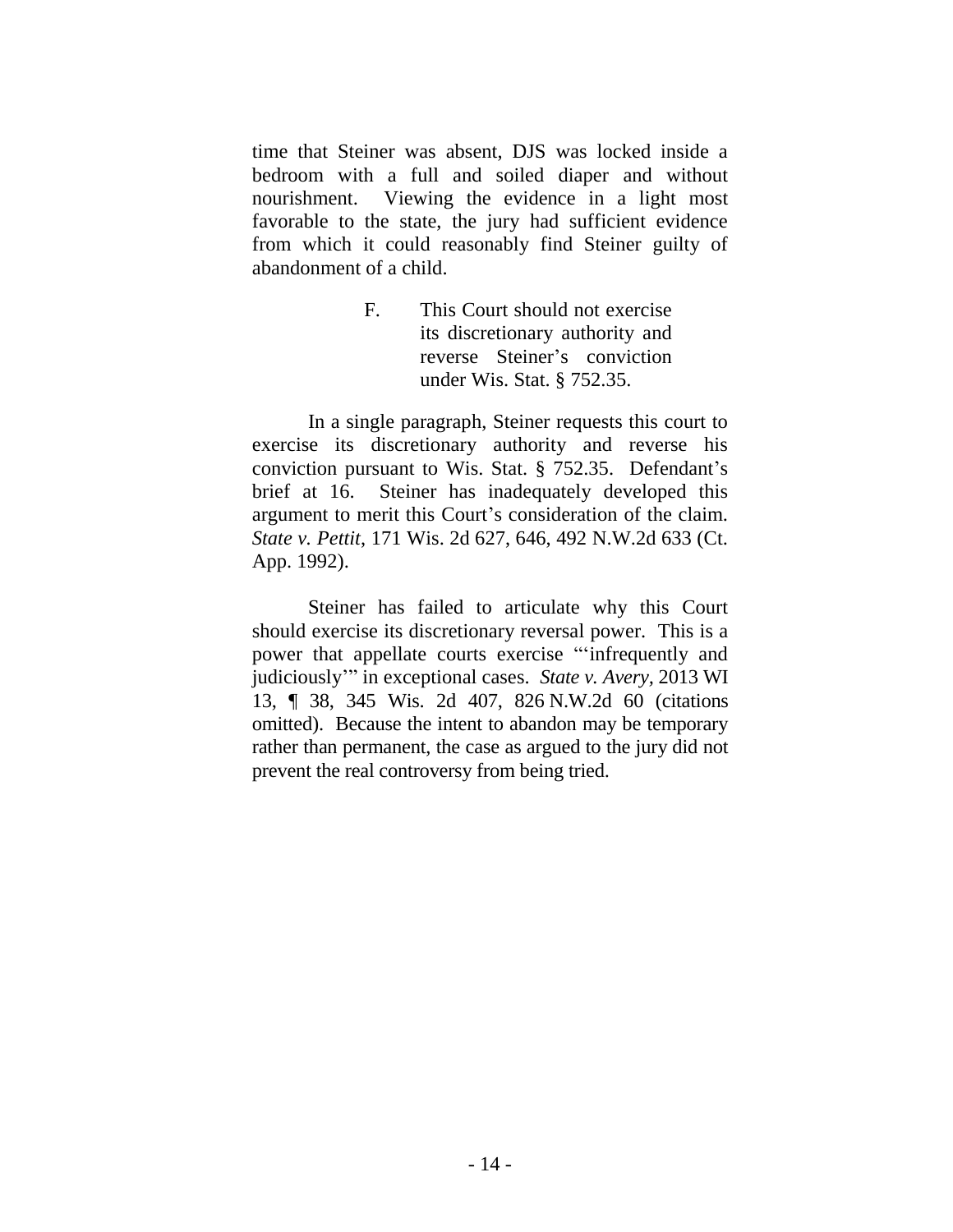time that Steiner was absent, DJS was locked inside a bedroom with a full and soiled diaper and without nourishment. Viewing the evidence in a light most favorable to the state, the jury had sufficient evidence from which it could reasonably find Steiner guilty of abandonment of a child.

### F. This Court should not exercise its discretionary authority and reverse Steiner's conviction under Wis. Stat. § 752.35.

In a single paragraph, Steiner requests this court to exercise its discretionary authority and reverse his conviction pursuant to Wis. Stat. § 752.35. Defendant's brief at 16. Steiner has inadequately developed this argument to merit this Court's consideration of the claim. *State v. Pettit*, 171 Wis. 2d 627, 646, 492 N.W.2d 633 (Ct. App. 1992).

Steiner has failed to articulate why this Court should exercise its discretionary reversal power. This is a power that appellate courts exercise "'infrequently and judiciously'" in exceptional cases. *State v. Avery*, 2013 WI 13, ¶ 38, 345 Wis. 2d 407, 826 N.W.2d 60 (citations omitted). Because the intent to abandon may be temporary rather than permanent, the case as argued to the jury did not prevent the real controversy from being tried.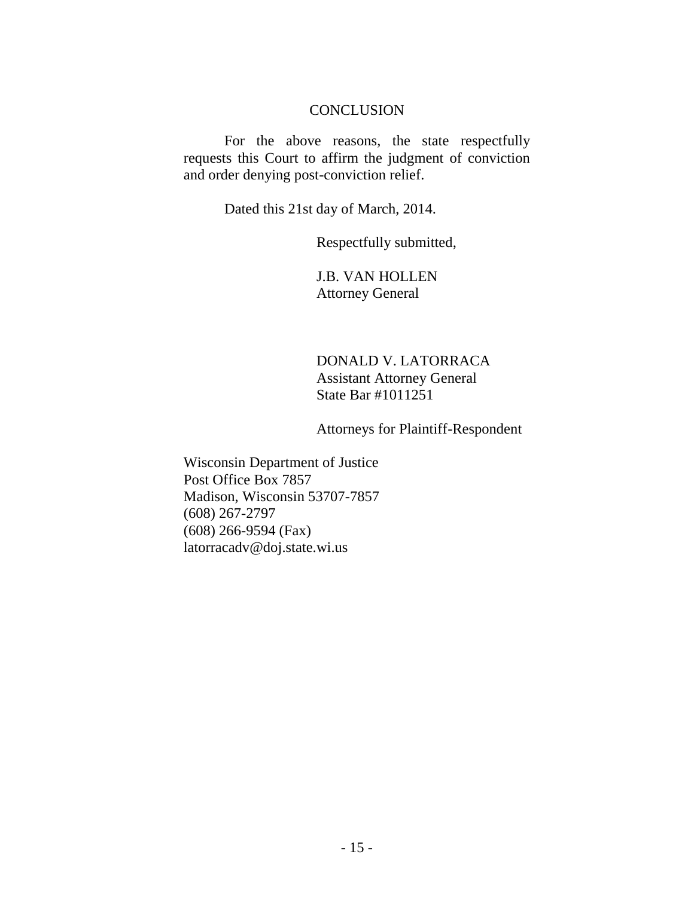## CONCLUSION

For the above reasons, the state respectfully requests this Court to affirm the judgment of conviction and order denying post-conviction relief.

Dated this 21st day of March, 2014.

Respectfully submitted,

J.B. VAN HOLLEN
Attorney General

DONALD V. LATORRACA
Assistant Attorney General
State Bar #1011251

Attorneys for Plaintiff-Respondent

Wisconsin Department of Justice
Post Office Box 7857
Madison, Wisconsin 53707-7857
(608) 267-2797
(608) 266-9594 (Fax)
latorracadv@doj.state.wi.us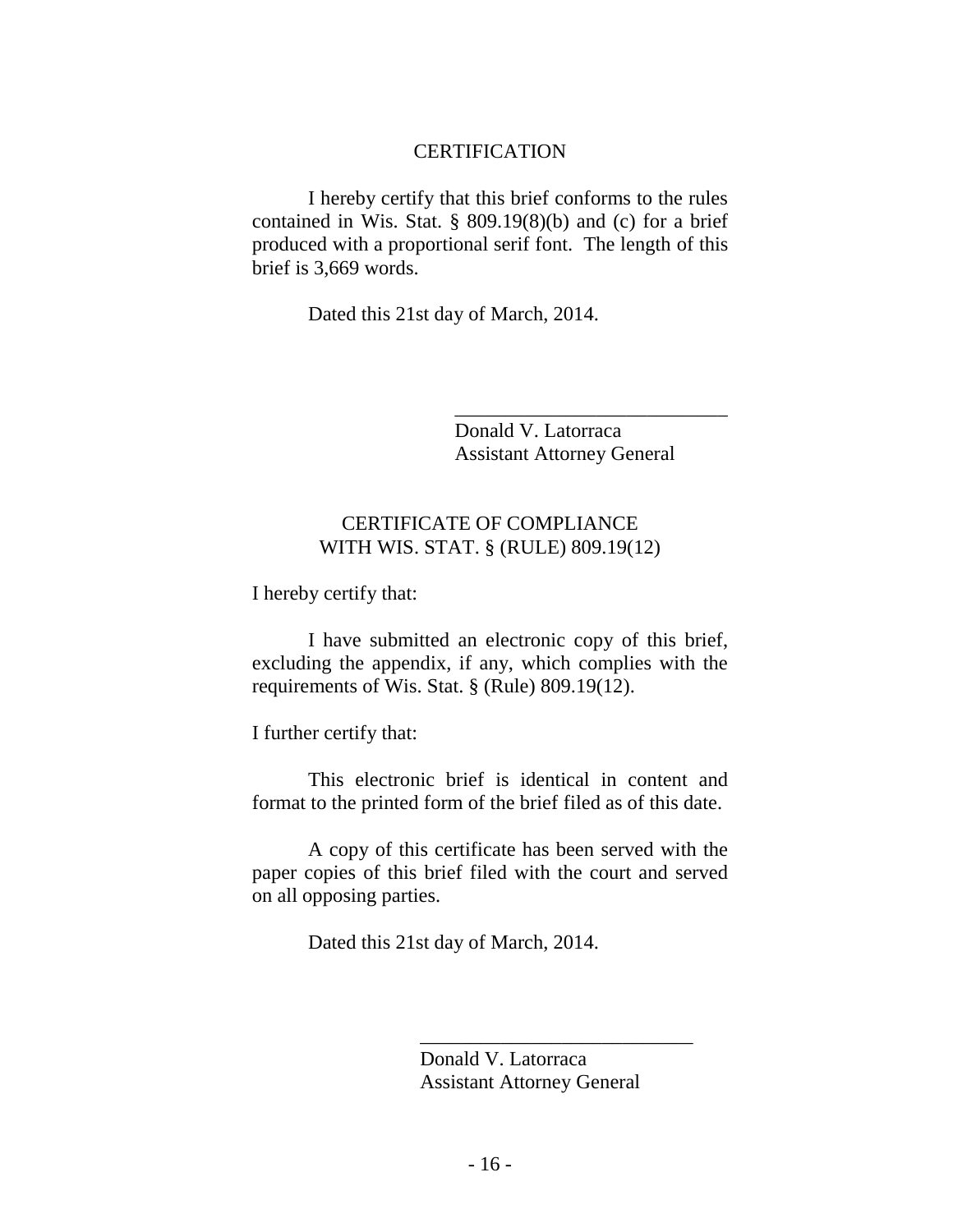## CERTIFICATION

I hereby certify that this brief conforms to the rules contained in Wis. Stat. § 809.19(8)(b) and (c) for a brief produced with a proportional serif font. The length of this brief is 3,669 words.

Dated this 21st day of March, 2014.

\_\_\_\_\_\_\_\_\_\_\_\_\_\_\_\_\_\_\_\_\_\_\_\_\_\_\_\_

Donald V. Latorraca
Assistant Attorney General

## CERTIFICATE OF COMPLIANCE WITH WIS. STAT. § (RULE) 809.19(12)

I hereby certify that:

I have submitted an electronic copy of this brief, excluding the appendix, if any, which complies with the requirements of Wis. Stat. § (Rule) 809.19(12).

I further certify that:

This electronic brief is identical in content and format to the printed form of the brief filed as of this date.

A copy of this certificate has been served with the paper copies of this brief filed with the court and served on all opposing parties.

Dated this 21st day of March, 2014.

\_\_\_\_\_\_\_\_\_\_\_\_\_\_\_\_\_\_\_\_\_\_\_\_\_\_\_\_

Donald V. Latorraca
Assistant Attorney General